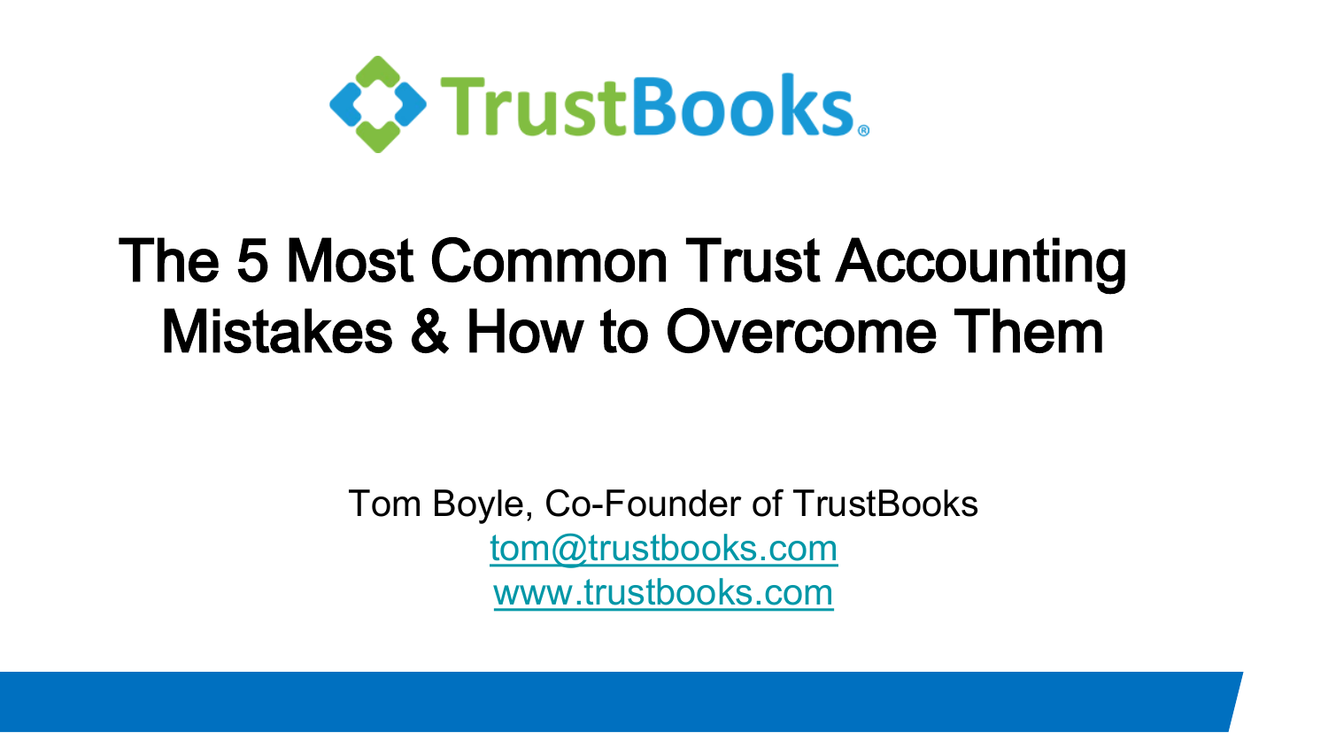TrustBooks®

# The 5 Most Common Trust Accounting Mistakes & How to Overcome Them

Tom Boyle, Co-Founder of TrustBooks
tom@trustbooks.com
www.trustbooks.com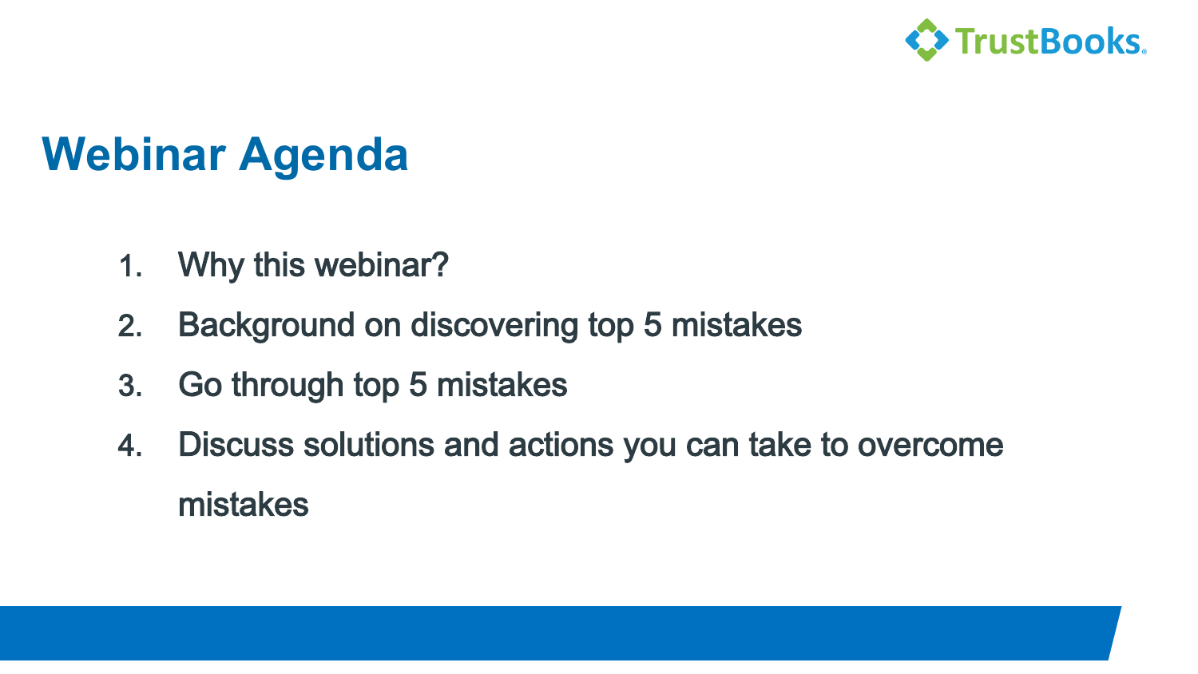# Webinar Agenda

1. Why this webinar?
2. Background on discovering top 5 mistakes
3. Go through top 5 mistakes
4. Discuss solutions and actions you can take to overcome mistakes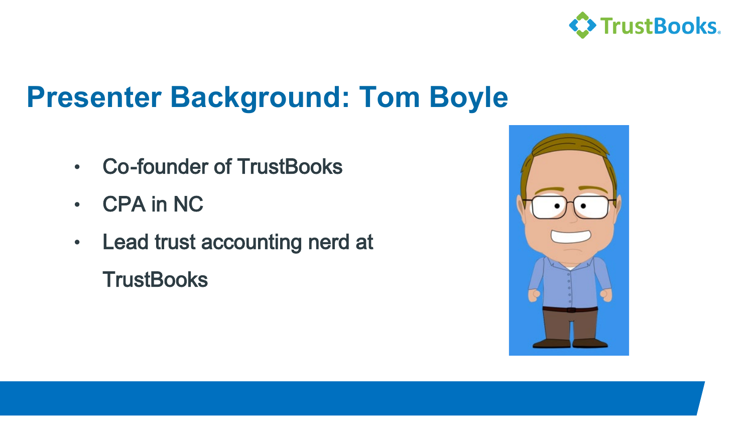## Presenter Background: Tom Boyle

- Co-founder of TrustBooks
- CPA in NC
- Lead trust accounting nerd at TrustBooks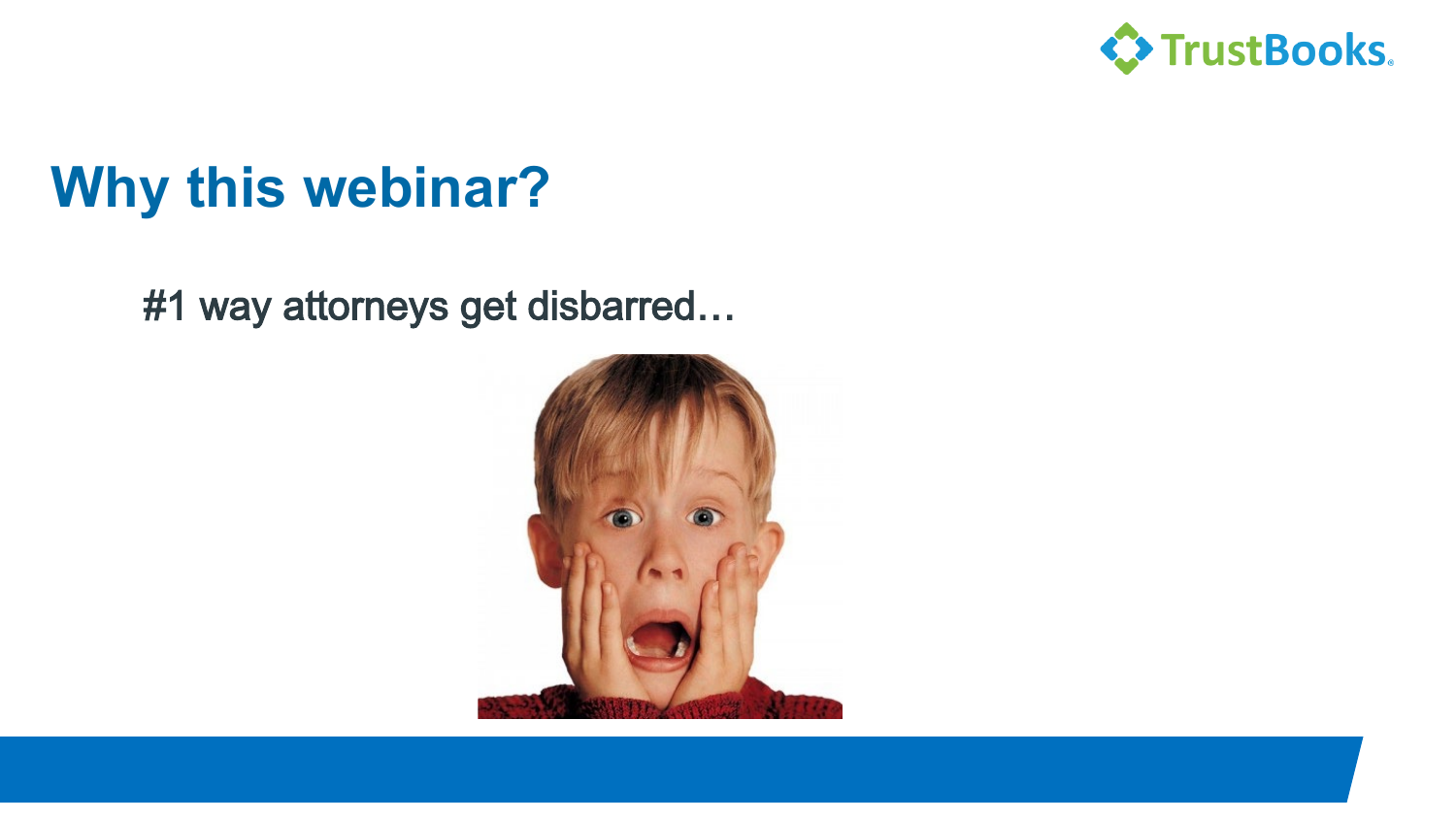# Why this webinar?

#1 way attorneys get disbarred…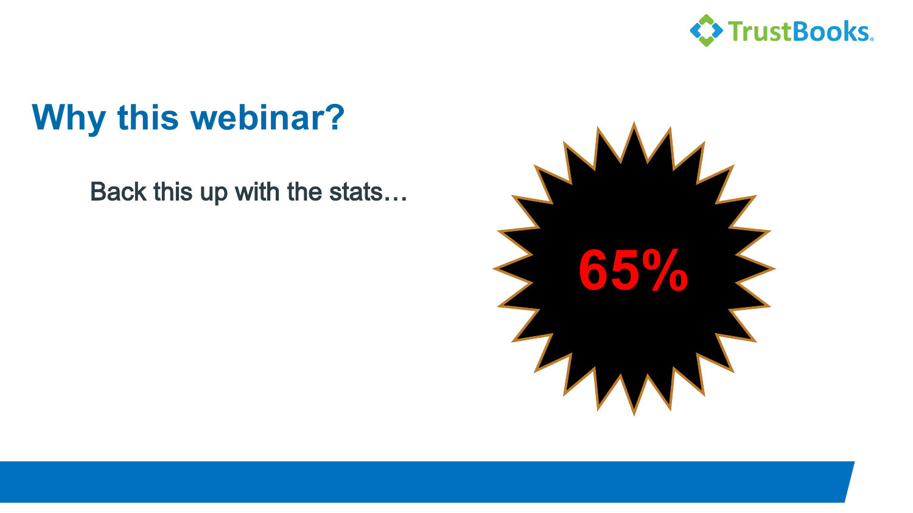## Why this webinar?

Back this up with the stats…

**65%**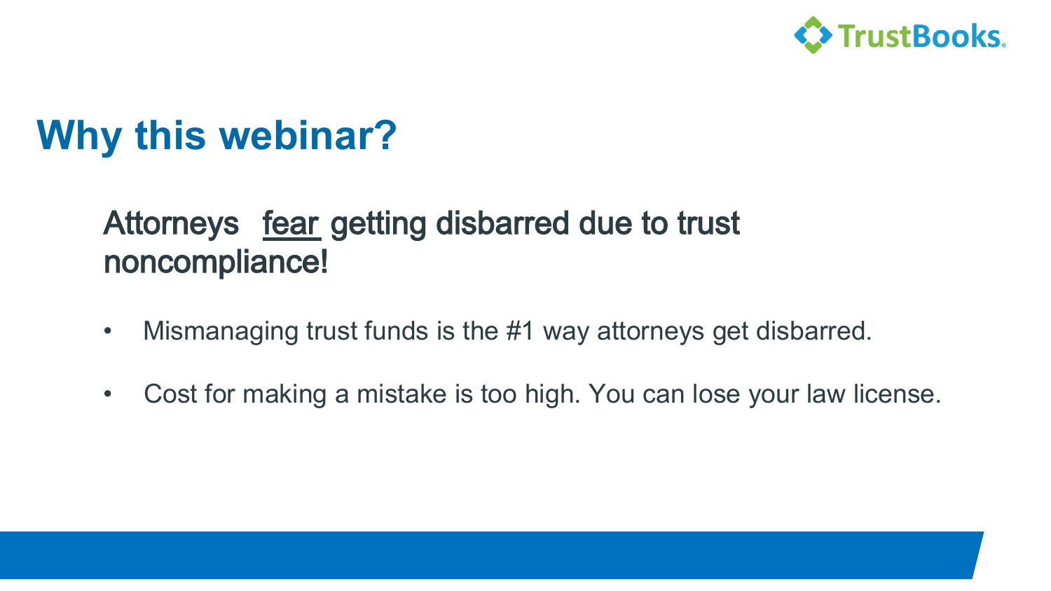# Why this webinar?

**Attorneys <u>fear</u> getting disbarred due to trust noncompliance!**

- Mismanaging trust funds is the #1 way attorneys get disbarred.
- Cost for making a mistake is too high. You can lose your law license.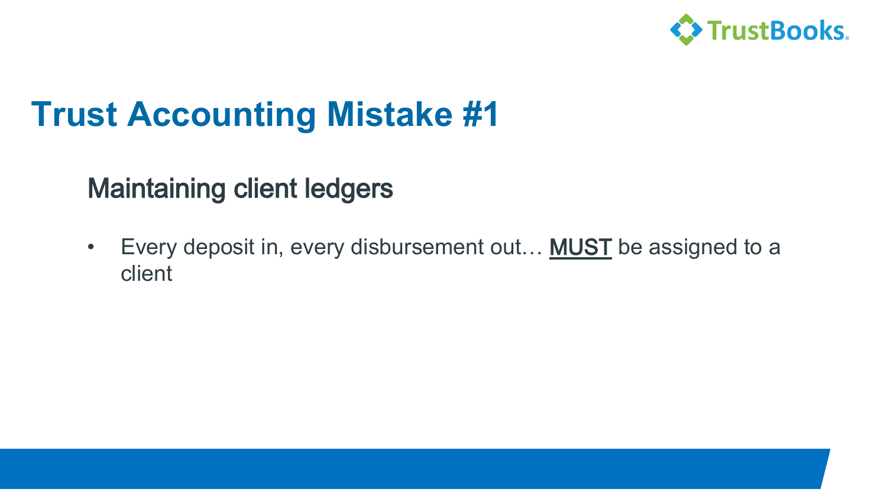# Trust Accounting Mistake #1

## Maintaining client ledgers

- Every deposit in, every disbursement out… <u>MUST</u> be assigned to a client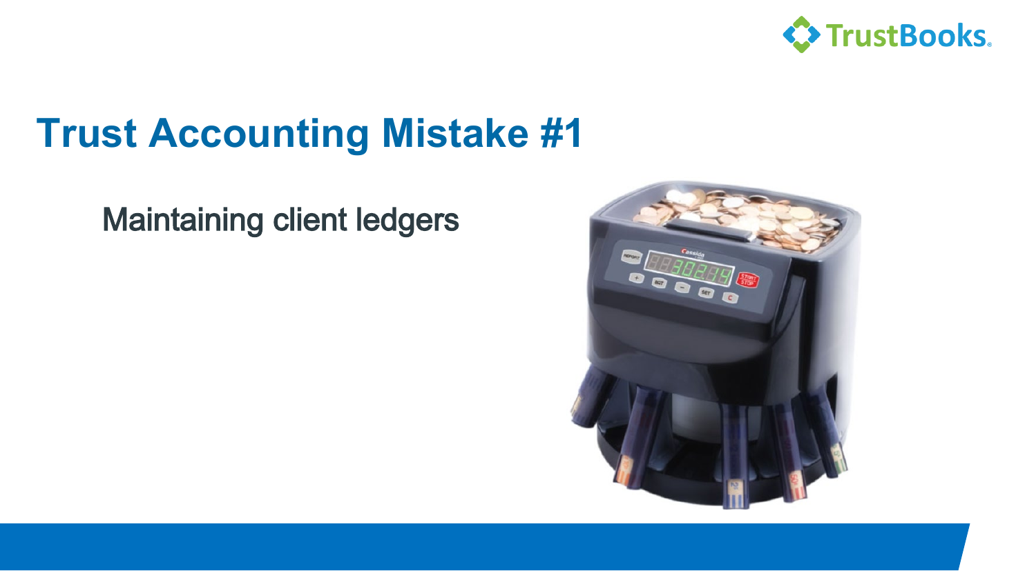# Trust Accounting Mistake #1

Maintaining client ledgers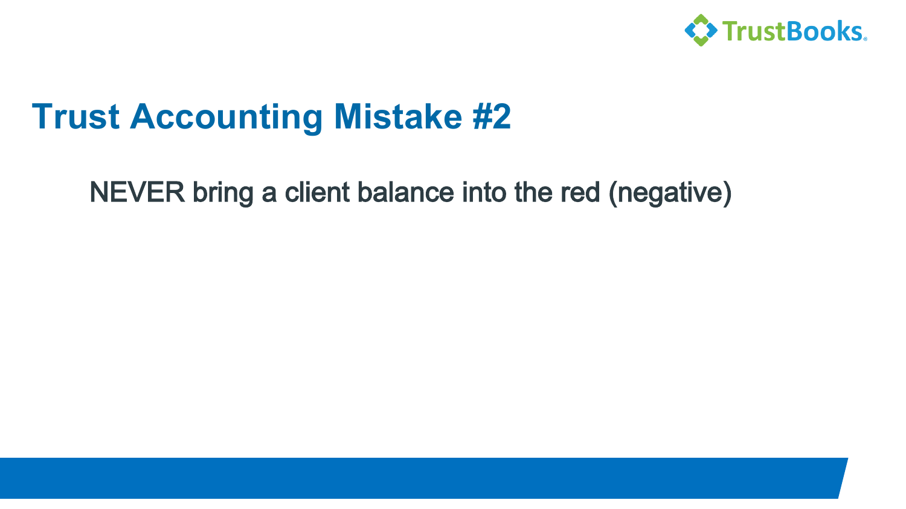# Trust Accounting Mistake #2

NEVER bring a client balance into the red (negative)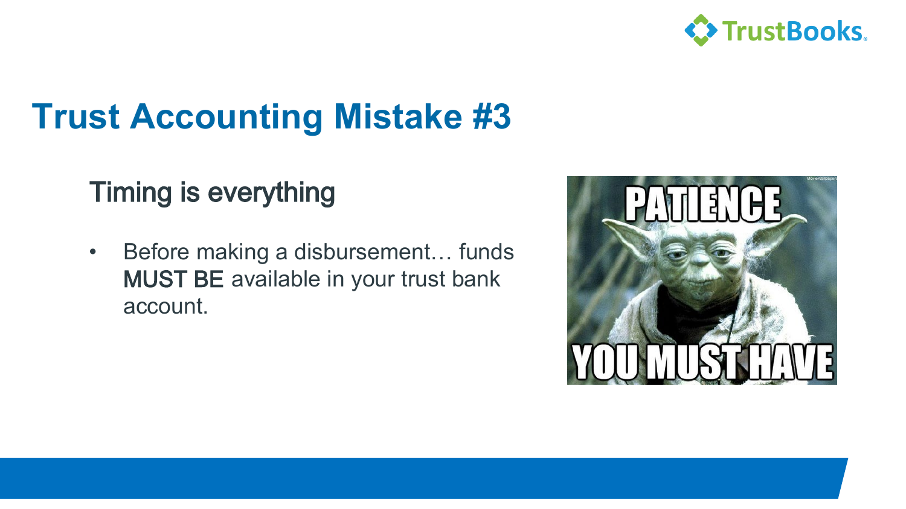# Trust Accounting Mistake #3

## Timing is everything

- Before making a disbursement… funds MUST BE available in your trust bank account.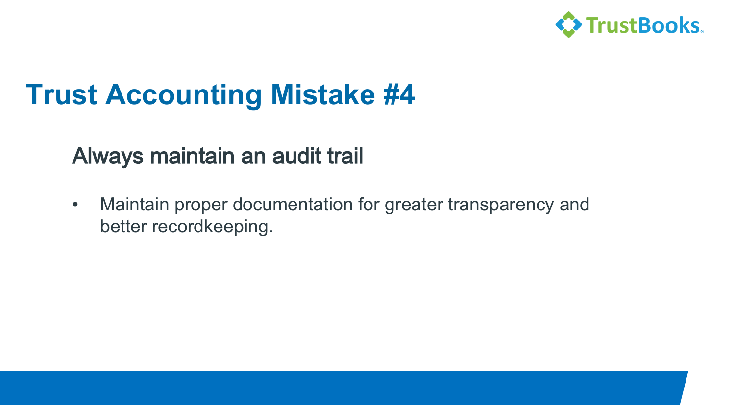# Trust Accounting Mistake #4

## Always maintain an audit trail

- Maintain proper documentation for greater transparency and better recordkeeping.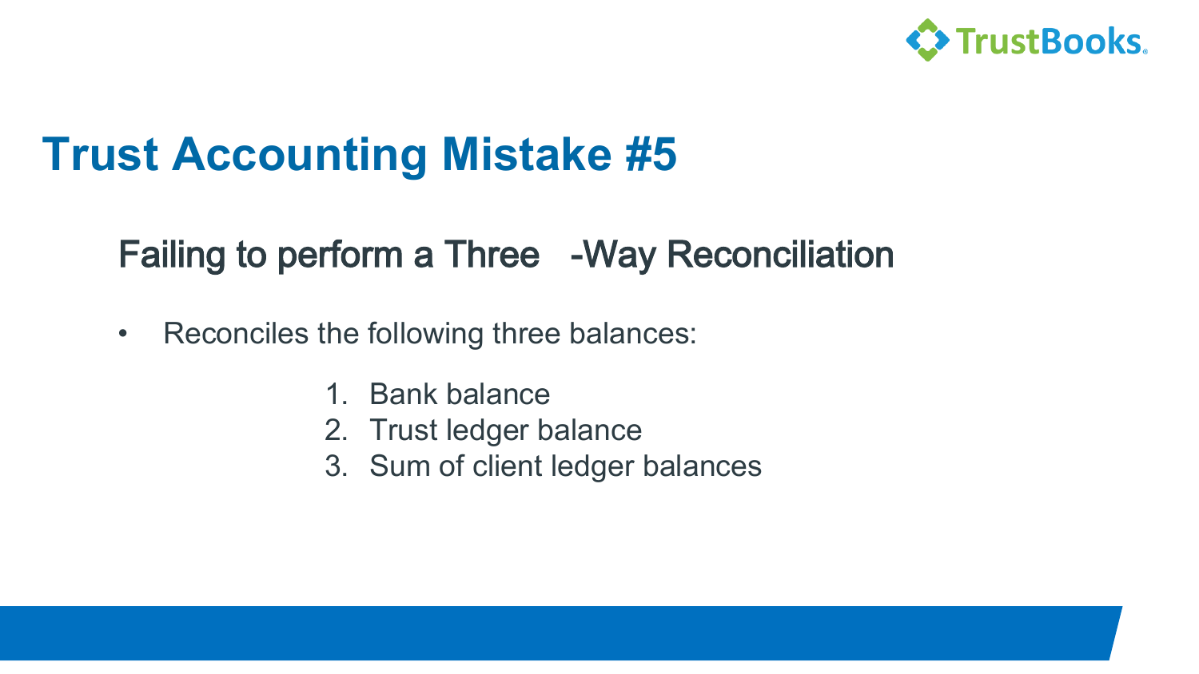# Trust Accounting Mistake #5

## Failing to perform a Three-Way Reconciliation

- Reconciles the following three balances:

  1. Bank balance
  2. Trust ledger balance
  3. Sum of client ledger balances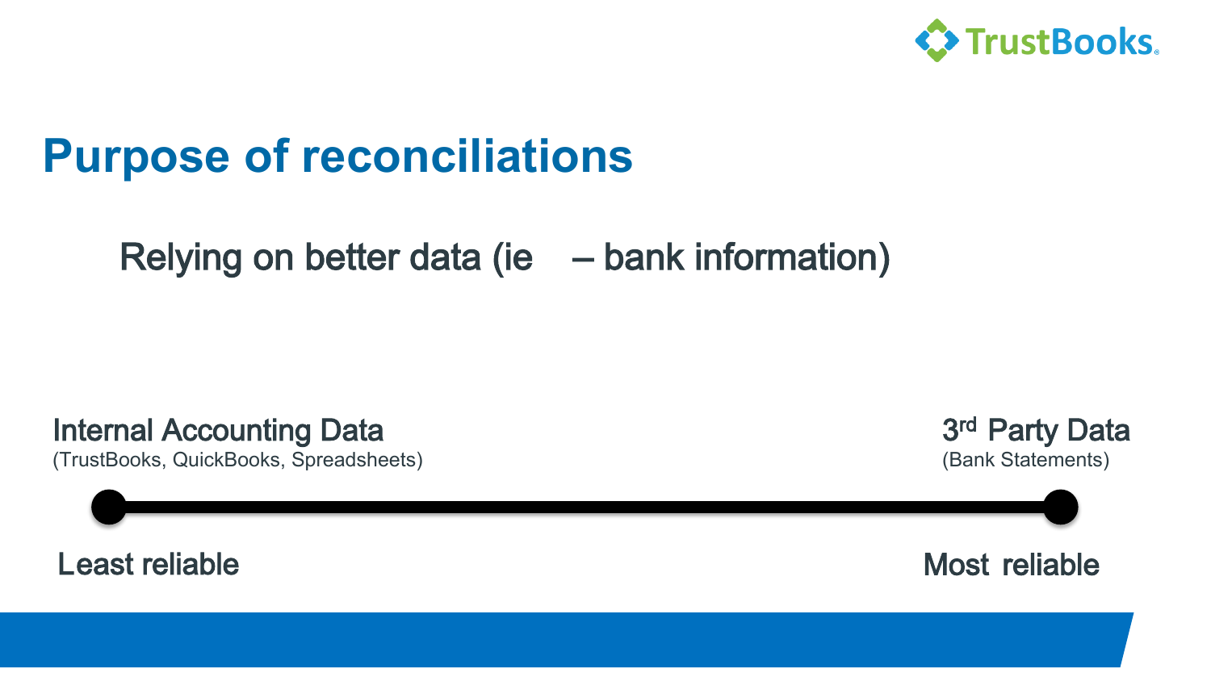# Purpose of reconciliations

Relying on better data (ie – bank information)

**Internal Accounting Data**
(TrustBooks, QuickBooks, Spreadsheets)

**3rd Party Data**
(Bank Statements)

Least reliable ←————————————→ Most reliable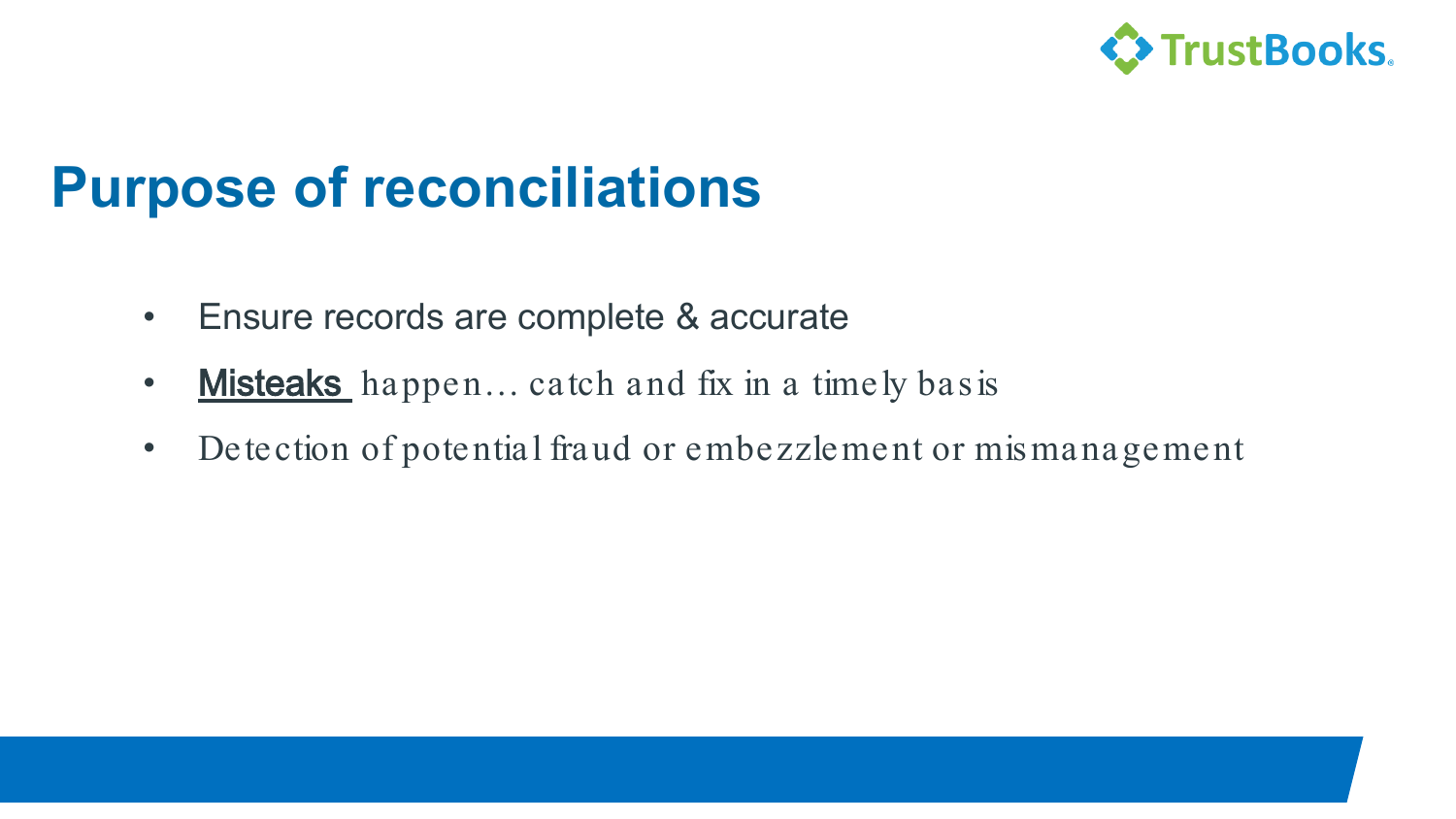# Purpose of reconciliations

- Ensure records are complete & accurate
- **Misteaks** happen… catch and fix in a timely basis
- Detection of potential fraud or embezzlement or mismanagement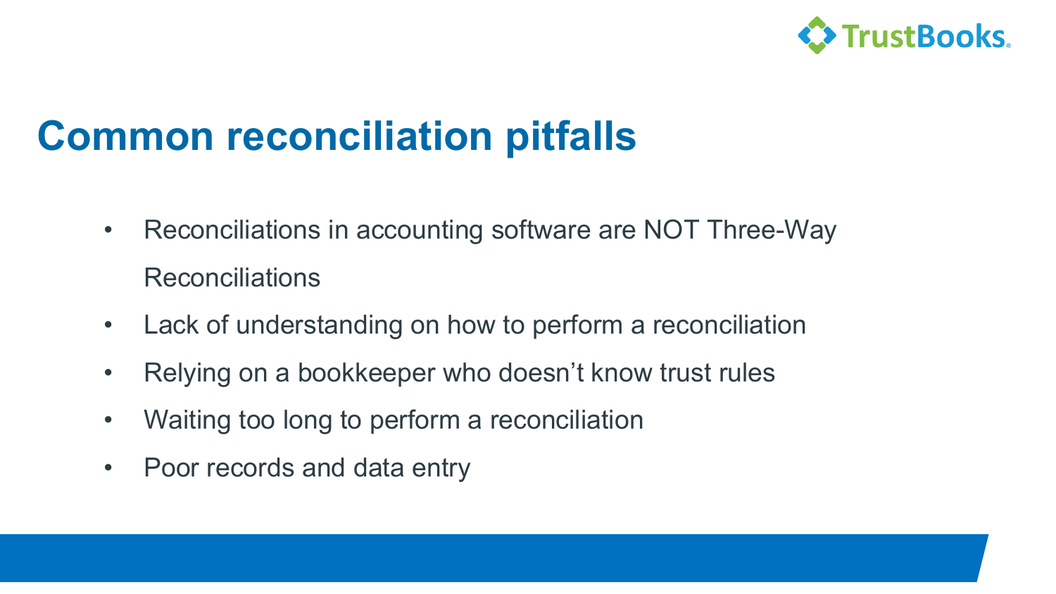# Common reconciliation pitfalls

- Reconciliations in accounting software are NOT Three-Way Reconciliations
- Lack of understanding on how to perform a reconciliation
- Relying on a bookkeeper who doesn’t know trust rules
- Waiting too long to perform a reconciliation
- Poor records and data entry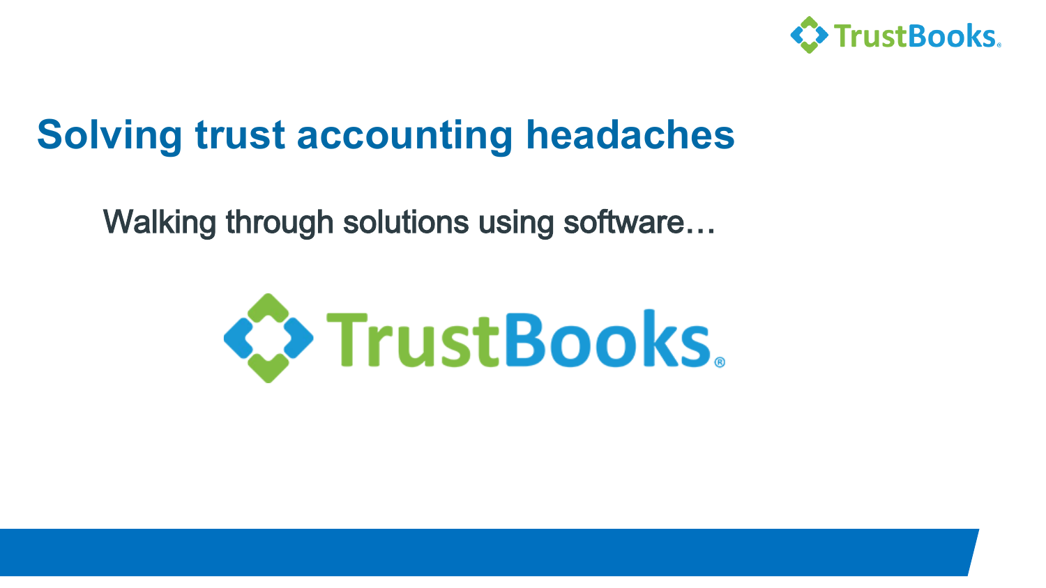# Solving trust accounting headaches

Walking through solutions using software…

TrustBooks®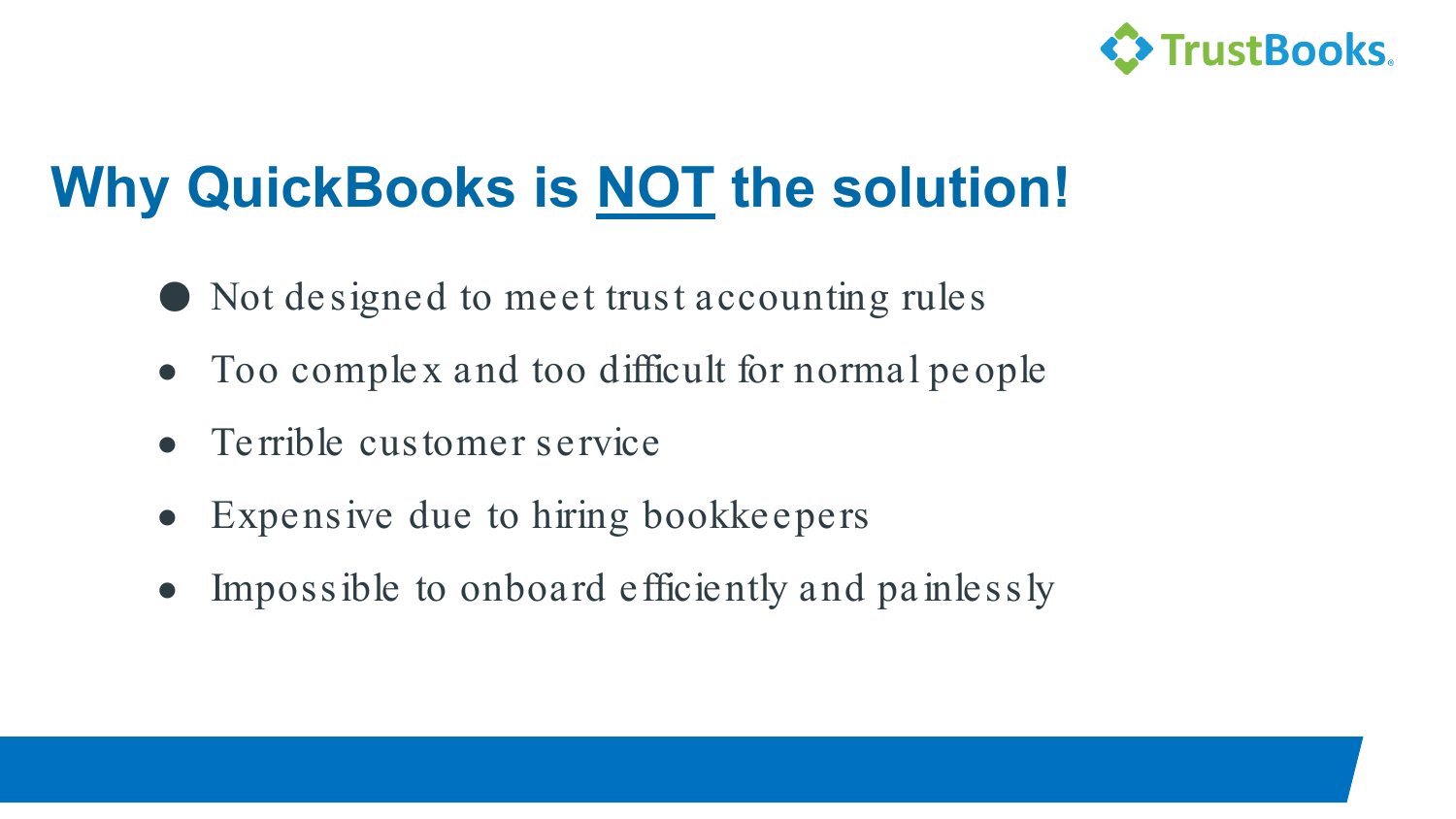# Why QuickBooks is NOT the solution!

- Not designed to meet trust accounting rules
- Too complex and too difficult for normal people
- Terrible customer service
- Expensive due to hiring bookkeepers
- Impossible to onboard efficiently and painlessly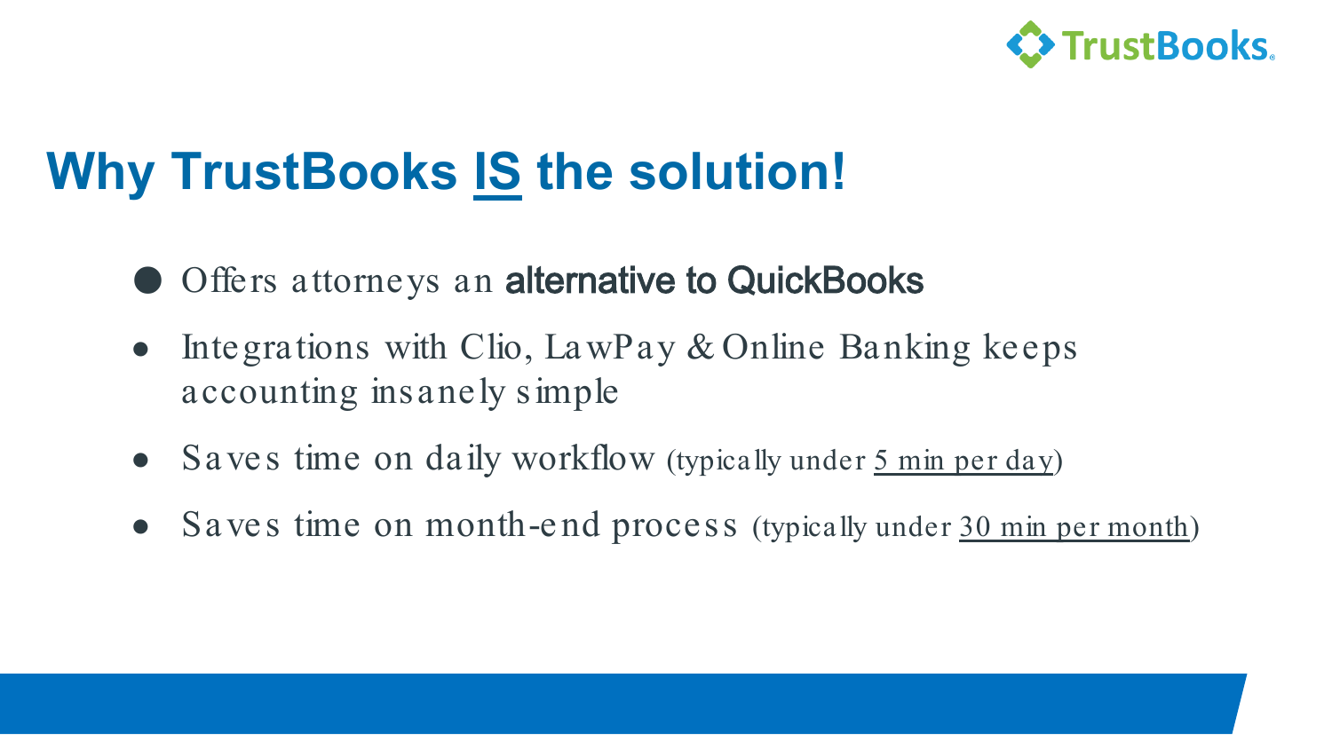# Why TrustBooks IS the solution!

- Offers attorneys an **alternative to QuickBooks**
- Integrations with Clio, LawPay & Online Banking keeps accounting insanely simple
- Saves time on daily workflow (typically under 5 min per day)
- Saves time on month-end process (typically under 30 min per month)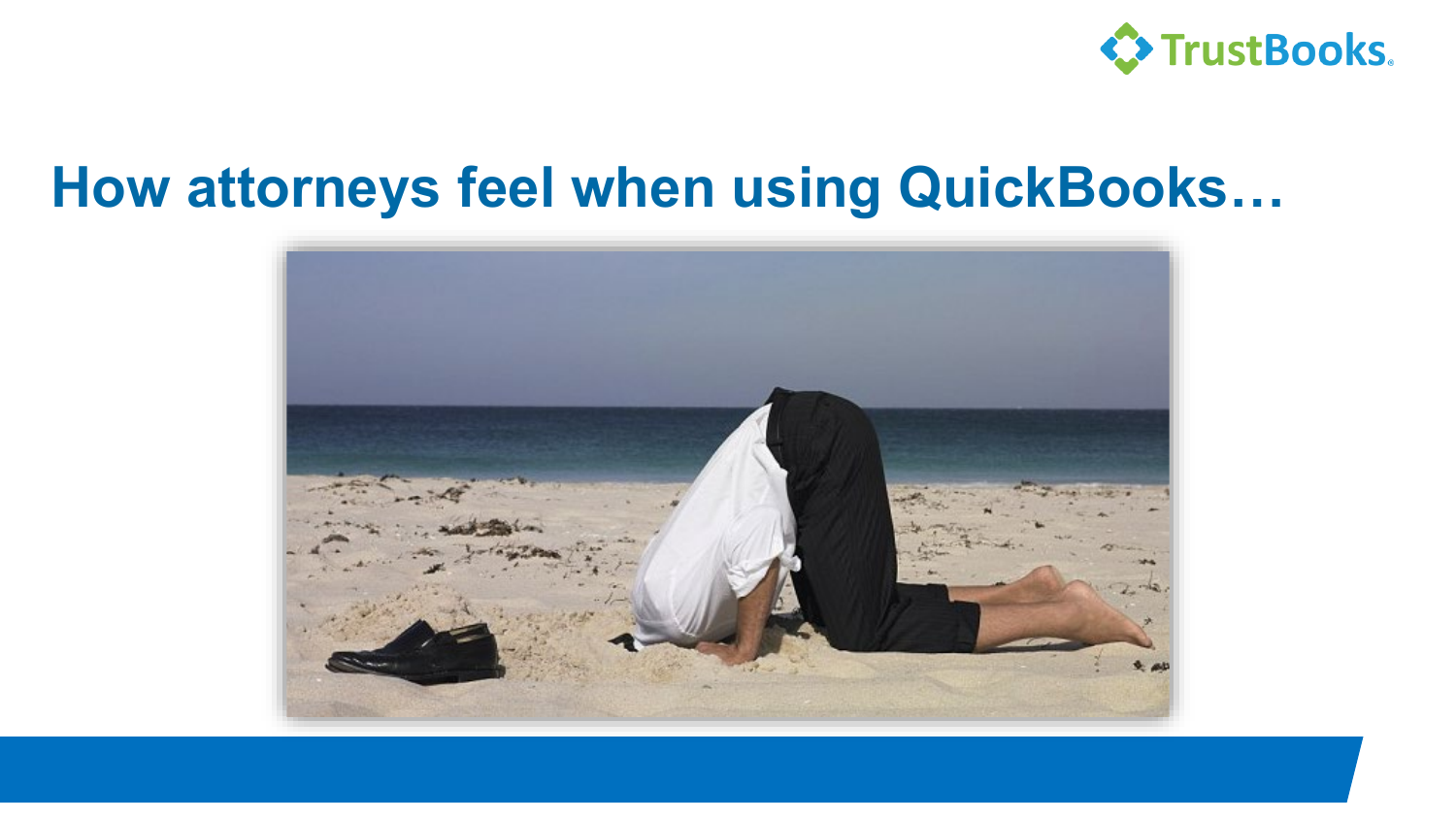# How attorneys feel when using QuickBooks…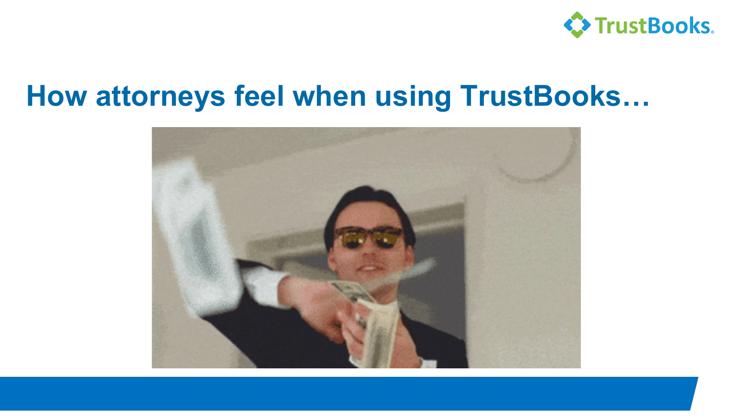# How attorneys feel when using TrustBooks…